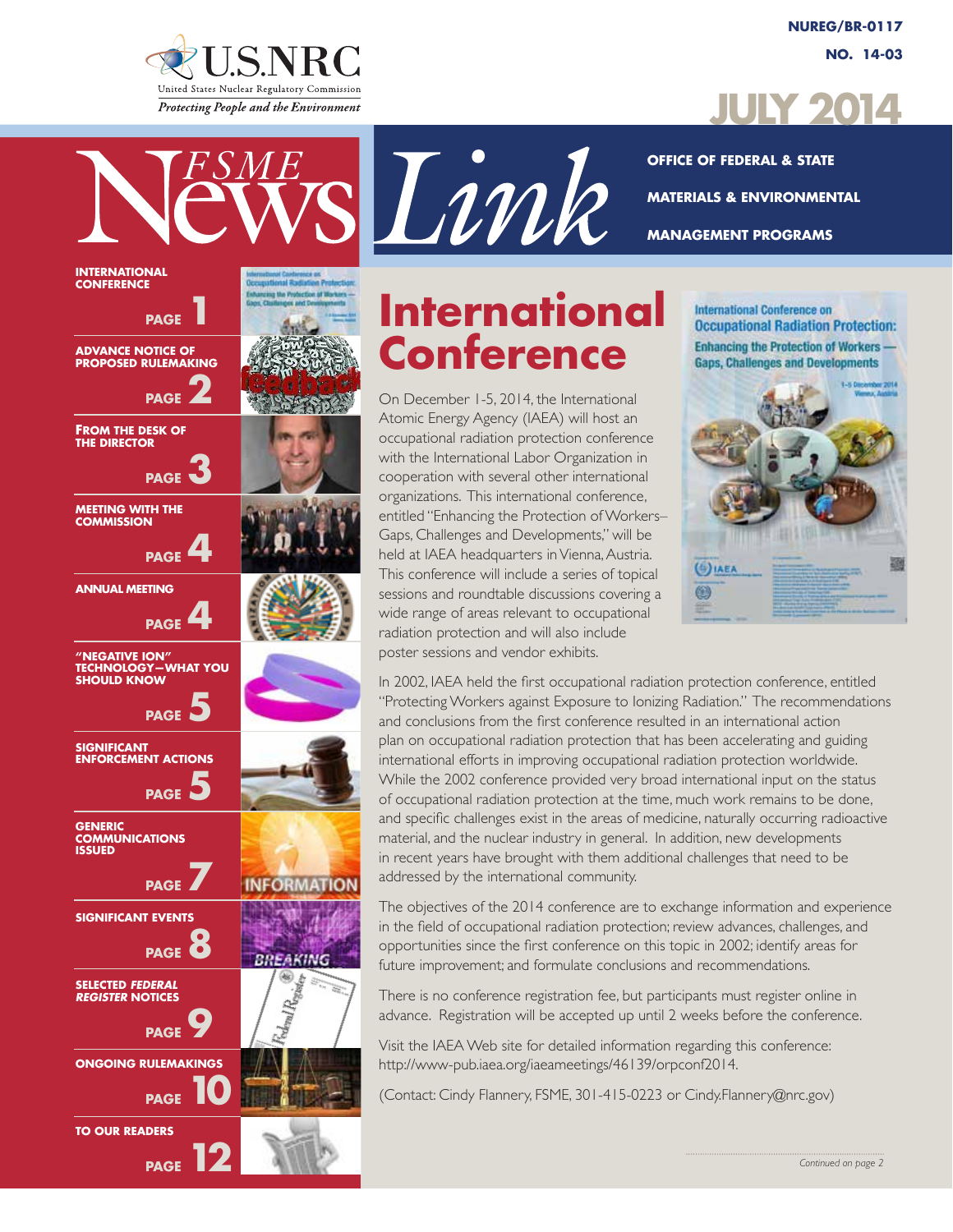U.S.NRC

United States Nuclear Regulatory Commission

*Protecting People and the Environment*

NUREG/BR-0117

NO. 14-03

JULY 2014

# FSME News Link

OFFICE OF FEDERAL & STATE MATERIALS & ENVIRONMENTAL MANAGEMENT PROGRAMS

- INTERNATIONAL CONFERENCE — PAGE 1
- ADVANCE NOTICE OF PROPOSED RULEMAKING — PAGE 2
- FROM THE DESK OF THE DIRECTOR — PAGE 3
- MEETING WITH THE COMMISSION — PAGE 4
- ANNUAL MEETING — PAGE 4
- "NEGATIVE ION" TECHNOLOGY—WHAT YOU SHOULD KNOW — PAGE 5
- SIGNIFICANT ENFORCEMENT ACTIONS — PAGE 5
- GENERIC COMMUNICATIONS ISSUED — PAGE 7
- SIGNIFICANT EVENTS — PAGE 8
- SELECTED *FEDERAL REGISTER* NOTICES — PAGE 9
- ONGOING RULEMAKINGS — PAGE 10
- TO OUR READERS — PAGE 12

## International Conference

On December 1-5, 2014, the International Atomic Energy Agency (IAEA) will host an occupational radiation protection conference with the International Labor Organization in cooperation with several other international organizations. This international conference, entitled "Enhancing the Protection of Workers–Gaps, Challenges and Developments," will be held at IAEA headquarters in Vienna, Austria. This conference will include a series of topical sessions and roundtable discussions covering a wide range of areas relevant to occupational radiation protection and will also include poster sessions and vendor exhibits.

In 2002, IAEA held the first occupational radiation protection conference, entitled "Protecting Workers against Exposure to Ionizing Radiation." The recommendations and conclusions from the first conference resulted in an international action plan on occupational radiation protection that has been accelerating and guiding international efforts in improving occupational radiation protection worldwide. While the 2002 conference provided very broad international input on the status of occupational radiation protection at the time, much work remains to be done, and specific challenges exist in the areas of medicine, naturally occurring radioactive material, and the nuclear industry in general. In addition, new developments in recent years have brought with them additional challenges that need to be addressed by the international community.

The objectives of the 2014 conference are to exchange information and experience in the field of occupational radiation protection; review advances, challenges, and opportunities since the first conference on this topic in 2002; identify areas for future improvement; and formulate conclusions and recommendations.

There is no conference registration fee, but participants must register online in advance. Registration will be accepted up until 2 weeks before the conference.

Visit the IAEA Web site for detailed information regarding this conference: http://www-pub.iaea.org/iaeameetings/46139/orpconf2014.

(Contact: Cindy Flannery, FSME, 301-415-0223 or Cindy.Flannery@nrc.gov)

*Continued on page 2*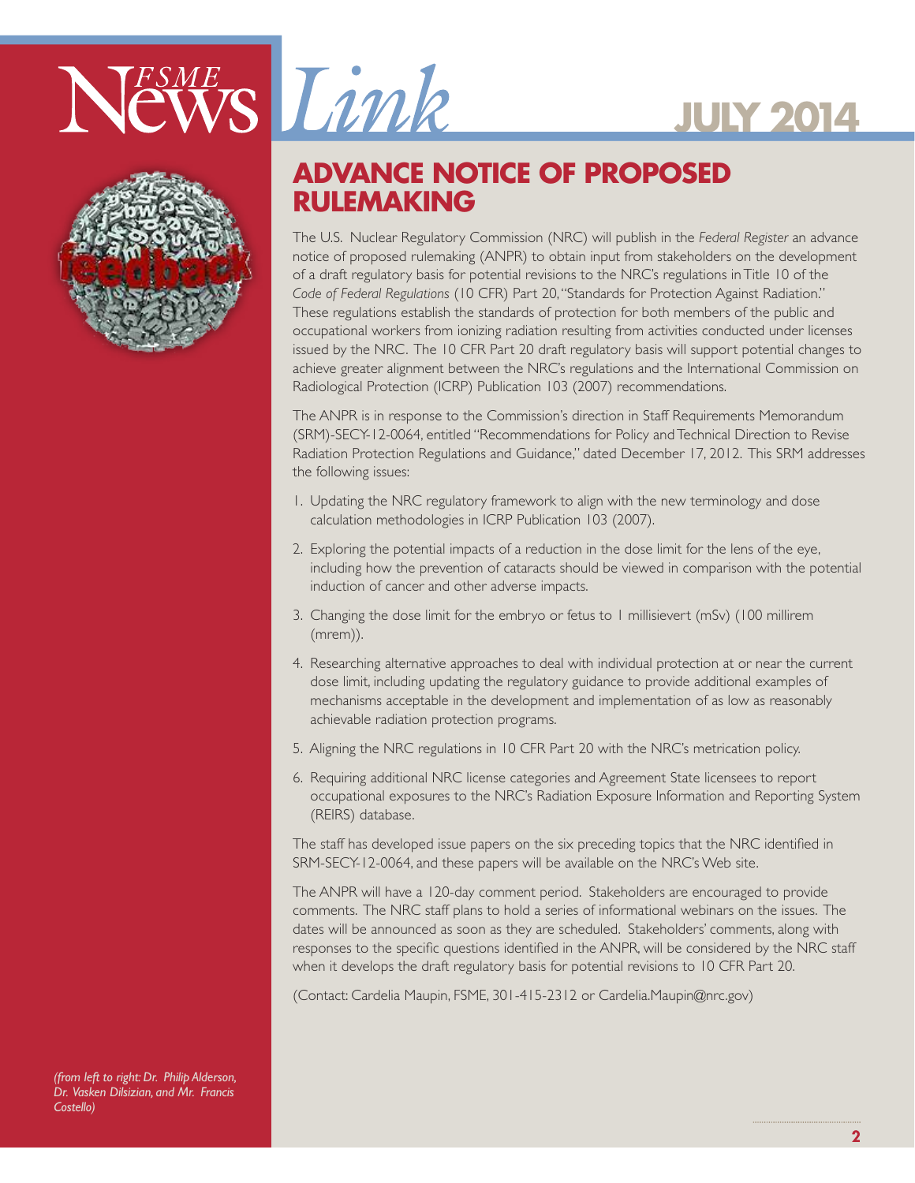## ADVANCE NOTICE OF PROPOSED RULEMAKING

The U.S. Nuclear Regulatory Commission (NRC) will publish in the *Federal Register* an advance notice of proposed rulemaking (ANPR) to obtain input from stakeholders on the development of a draft regulatory basis for potential revisions to the NRC's regulations in Title 10 of the *Code of Federal Regulations* (10 CFR) Part 20, "Standards for Protection Against Radiation." These regulations establish the standards of protection for both members of the public and occupational workers from ionizing radiation resulting from activities conducted under licenses issued by the NRC. The 10 CFR Part 20 draft regulatory basis will support potential changes to achieve greater alignment between the NRC's regulations and the International Commission on Radiological Protection (ICRP) Publication 103 (2007) recommendations.

The ANPR is in response to the Commission's direction in Staff Requirements Memorandum (SRM)-SECY-12-0064, entitled "Recommendations for Policy and Technical Direction to Revise Radiation Protection Regulations and Guidance," dated December 17, 2012. This SRM addresses the following issues:

1. Updating the NRC regulatory framework to align with the new terminology and dose calculation methodologies in ICRP Publication 103 (2007).
2. Exploring the potential impacts of a reduction in the dose limit for the lens of the eye, including how the prevention of cataracts should be viewed in comparison with the potential induction of cancer and other adverse impacts.
3. Changing the dose limit for the embryo or fetus to 1 millisievert (mSv) (100 millirem (mrem)).
4. Researching alternative approaches to deal with individual protection at or near the current dose limit, including updating the regulatory guidance to provide additional examples of mechanisms acceptable in the development and implementation of as low as reasonably achievable radiation protection programs.
5. Aligning the NRC regulations in 10 CFR Part 20 with the NRC's metrication policy.
6. Requiring additional NRC license categories and Agreement State licensees to report occupational exposures to the NRC's Radiation Exposure Information and Reporting System (REIRS) database.

The staff has developed issue papers on the six preceding topics that the NRC identified in SRM-SECY-12-0064, and these papers will be available on the NRC's Web site.

The ANPR will have a 120-day comment period. Stakeholders are encouraged to provide comments. The NRC staff plans to hold a series of informational webinars on the issues. The dates will be announced as soon as they are scheduled. Stakeholders' comments, along with responses to the specific questions identified in the ANPR, will be considered by the NRC staff when it develops the draft regulatory basis for potential revisions to 10 CFR Part 20.

(Contact: Cardelia Maupin, FSME, 301-415-2312 or Cardelia.Maupin@nrc.gov)

*(from left to right: Dr. Philip Alderson, Dr. Vasken Dilsizian, and Mr. Francis Costello)*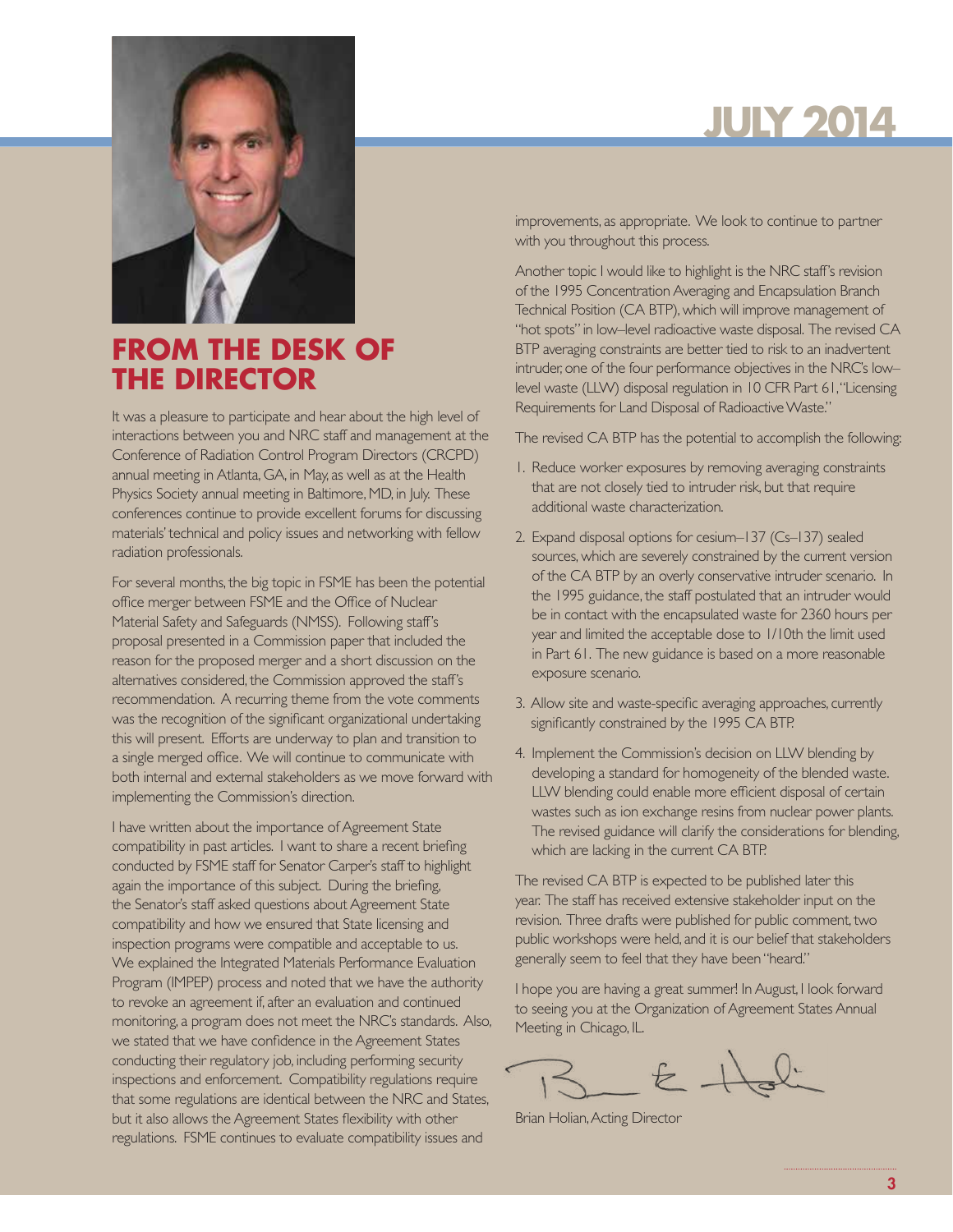# JULY 2014

## FROM THE DESK OF THE DIRECTOR

It was a pleasure to participate and hear about the high level of interactions between you and NRC staff and management at the Conference of Radiation Control Program Directors (CRCPD) annual meeting in Atlanta, GA, in May, as well as at the Health Physics Society annual meeting in Baltimore, MD, in July. These conferences continue to provide excellent forums for discussing materials' technical and policy issues and networking with fellow radiation professionals.

For several months, the big topic in FSME has been the potential office merger between FSME and the Office of Nuclear Material Safety and Safeguards (NMSS). Following staff's proposal presented in a Commission paper that included the reason for the proposed merger and a short discussion on the alternatives considered, the Commission approved the staff's recommendation. A recurring theme from the vote comments was the recognition of the significant organizational undertaking this will present. Efforts are underway to plan and transition to a single merged office. We will continue to communicate with both internal and external stakeholders as we move forward with implementing the Commission's direction.

I have written about the importance of Agreement State compatibility in past articles. I want to share a recent briefing conducted by FSME staff for Senator Carper's staff to highlight again the importance of this subject. During the briefing, the Senator's staff asked questions about Agreement State compatibility and how we ensured that State licensing and inspection programs were compatible and acceptable to us. We explained the Integrated Materials Performance Evaluation Program (IMPEP) process and noted that we have the authority to revoke an agreement if, after an evaluation and continued monitoring, a program does not meet the NRC's standards. Also, we stated that we have confidence in the Agreement States conducting their regulatory job, including performing security inspections and enforcement. Compatibility regulations require that some regulations are identical between the NRC and States, but it also allows the Agreement States flexibility with other regulations. FSME continues to evaluate compatibility issues and improvements, as appropriate. We look to continue to partner with you throughout this process.

Another topic I would like to highlight is the NRC staff's revision of the 1995 Concentration Averaging and Encapsulation Branch Technical Position (CA BTP), which will improve management of "hot spots" in low–level radioactive waste disposal. The revised CA BTP averaging constraints are better tied to risk to an inadvertent intruder, one of the four performance objectives in the NRC's low–level waste (LLW) disposal regulation in 10 CFR Part 61, "Licensing Requirements for Land Disposal of Radioactive Waste."

The revised CA BTP has the potential to accomplish the following:

1. Reduce worker exposures by removing averaging constraints that are not closely tied to intruder risk, but that require additional waste characterization.
2. Expand disposal options for cesium–137 (Cs–137) sealed sources, which are severely constrained by the current version of the CA BTP by an overly conservative intruder scenario. In the 1995 guidance, the staff postulated that an intruder would be in contact with the encapsulated waste for 2360 hours per year and limited the acceptable dose to 1/10th the limit used in Part 61. The new guidance is based on a more reasonable exposure scenario.
3. Allow site and waste-specific averaging approaches, currently significantly constrained by the 1995 CA BTP.
4. Implement the Commission's decision on LLW blending by developing a standard for homogeneity of the blended waste. LLW blending could enable more efficient disposal of certain wastes such as ion exchange resins from nuclear power plants. The revised guidance will clarify the considerations for blending, which are lacking in the current CA BTP.

The revised CA BTP is expected to be published later this year. The staff has received extensive stakeholder input on the revision. Three drafts were published for public comment, two public workshops were held, and it is our belief that stakeholders generally seem to feel that they have been "heard."

I hope you are having a great summer! In August, I look forward to seeing you at the Organization of Agreement States Annual Meeting in Chicago, IL.

Brian Holian, Acting Director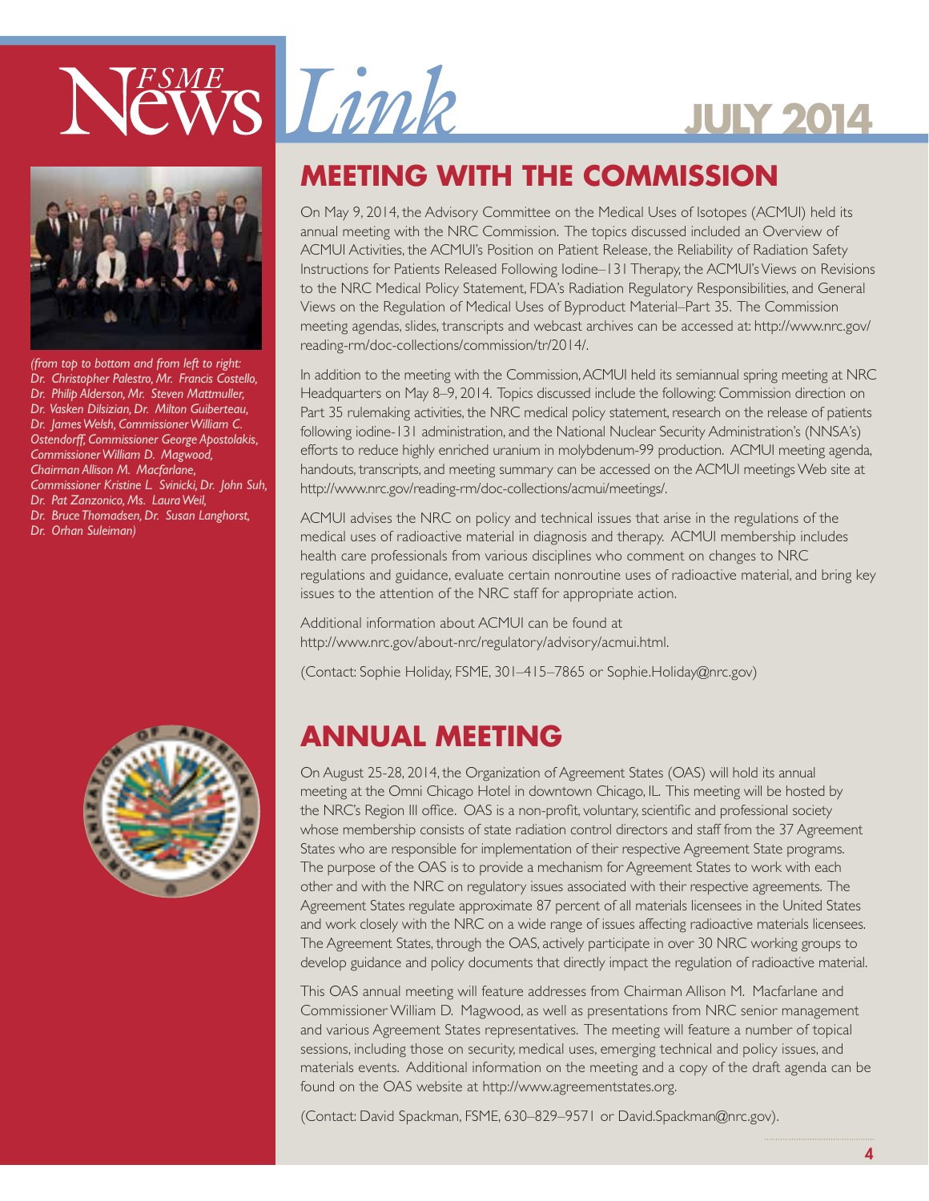# MEETING WITH THE COMMISSION

*(from top to bottom and from left to right: Dr. Christopher Palestro, Mr. Francis Costello, Dr. Philip Alderson, Mr. Steven Mattmuller, Dr. Vasken Dilsizian, Dr. Milton Guiberteau, Dr. James Welsh, Commissioner William C. Ostendorff, Commissioner George Apostolakis, Commissioner William D. Magwood, Chairman Allison M. Macfarlane, Commissioner Kristine L. Svinicki, Dr. John Suh, Dr. Pat Zanzonico, Ms. Laura Weil, Dr. Bruce Thomadsen, Dr. Susan Langhorst, Dr. Orhan Suleiman)*

On May 9, 2014, the Advisory Committee on the Medical Uses of Isotopes (ACMUI) held its annual meeting with the NRC Commission. The topics discussed included an Overview of ACMUI Activities, the ACMUI's Position on Patient Release, the Reliability of Radiation Safety Instructions for Patients Released Following Iodine–131 Therapy, the ACMUI's Views on Revisions to the NRC Medical Policy Statement, FDA's Radiation Regulatory Responsibilities, and General Views on the Regulation of Medical Uses of Byproduct Material–Part 35. The Commission meeting agendas, slides, transcripts and webcast archives can be accessed at: http://www.nrc.gov/reading-rm/doc-collections/commission/tr/2014/.

In addition to the meeting with the Commission, ACMUI held its semiannual spring meeting at NRC Headquarters on May 8–9, 2014. Topics discussed include the following: Commission direction on Part 35 rulemaking activities, the NRC medical policy statement, research on the release of patients following iodine-131 administration, and the National Nuclear Security Administration's (NNSA's) efforts to reduce highly enriched uranium in molybdenum-99 production. ACMUI meeting agenda, handouts, transcripts, and meeting summary can be accessed on the ACMUI meetings Web site at http://www.nrc.gov/reading-rm/doc-collections/acmui/meetings/.

ACMUI advises the NRC on policy and technical issues that arise in the regulations of the medical uses of radioactive material in diagnosis and therapy. ACMUI membership includes health care professionals from various disciplines who comment on changes to NRC regulations and guidance, evaluate certain nonroutine uses of radioactive material, and bring key issues to the attention of the NRC staff for appropriate action.

Additional information about ACMUI can be found at http://www.nrc.gov/about-nrc/regulatory/advisory/acmui.html.

(Contact: Sophie Holiday, FSME, 301–415–7865 or Sophie.Holiday@nrc.gov)

# ANNUAL MEETING

On August 25-28, 2014, the Organization of Agreement States (OAS) will hold its annual meeting at the Omni Chicago Hotel in downtown Chicago, IL. This meeting will be hosted by the NRC's Region III office. OAS is a non-profit, voluntary, scientific and professional society whose membership consists of state radiation control directors and staff from the 37 Agreement States who are responsible for implementation of their respective Agreement State programs. The purpose of the OAS is to provide a mechanism for Agreement States to work with each other and with the NRC on regulatory issues associated with their respective agreements. The Agreement States regulate approximate 87 percent of all materials licensees in the United States and work closely with the NRC on a wide range of issues affecting radioactive materials licensees. The Agreement States, through the OAS, actively participate in over 30 NRC working groups to develop guidance and policy documents that directly impact the regulation of radioactive material.

This OAS annual meeting will feature addresses from Chairman Allison M. Macfarlane and Commissioner William D. Magwood, as well as presentations from NRC senior management and various Agreement States representatives. The meeting will feature a number of topical sessions, including those on security, medical uses, emerging technical and policy issues, and materials events. Additional information on the meeting and a copy of the draft agenda can be found on the OAS website at http://www.agreementstates.org.

(Contact: David Spackman, FSME, 630–829–9571 or David.Spackman@nrc.gov).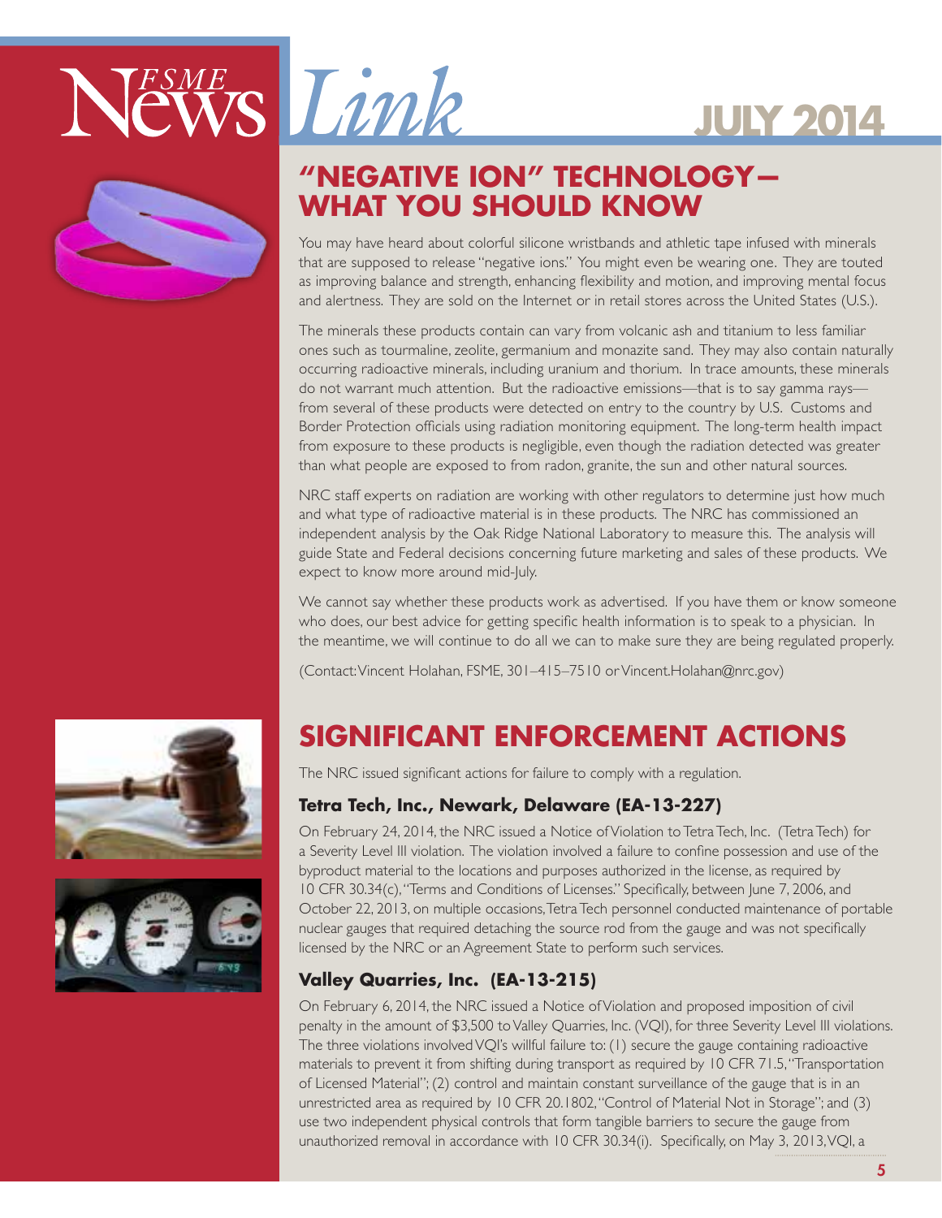# "NEGATIVE ION" TECHNOLOGY—WHAT YOU SHOULD KNOW

You may have heard about colorful silicone wristbands and athletic tape infused with minerals that are supposed to release "negative ions." You might even be wearing one. They are touted as improving balance and strength, enhancing flexibility and motion, and improving mental focus and alertness. They are sold on the Internet or in retail stores across the United States (U.S.).

The minerals these products contain can vary from volcanic ash and titanium to less familiar ones such as tourmaline, zeolite, germanium and monazite sand. They may also contain naturally occurring radioactive minerals, including uranium and thorium. In trace amounts, these minerals do not warrant much attention. But the radioactive emissions—that is to say gamma rays—from several of these products were detected on entry to the country by U.S. Customs and Border Protection officials using radiation monitoring equipment. The long-term health impact from exposure to these products is negligible, even though the radiation detected was greater than what people are exposed to from radon, granite, the sun and other natural sources.

NRC staff experts on radiation are working with other regulators to determine just how much and what type of radioactive material is in these products. The NRC has commissioned an independent analysis by the Oak Ridge National Laboratory to measure this. The analysis will guide State and Federal decisions concerning future marketing and sales of these products. We expect to know more around mid-July.

We cannot say whether these products work as advertised. If you have them or know someone who does, our best advice for getting specific health information is to speak to a physician. In the meantime, we will continue to do all we can to make sure they are being regulated properly.

(Contact: Vincent Holahan, FSME, 301–415–7510 or Vincent.Holahan@nrc.gov)

# SIGNIFICANT ENFORCEMENT ACTIONS

The NRC issued significant actions for failure to comply with a regulation.

### Tetra Tech, Inc., Newark, Delaware (EA-13-227)

On February 24, 2014, the NRC issued a Notice of Violation to Tetra Tech, Inc. (Tetra Tech) for a Severity Level III violation. The violation involved a failure to confine possession and use of the byproduct material to the locations and purposes authorized in the license, as required by 10 CFR 30.34(c), "Terms and Conditions of Licenses." Specifically, between June 7, 2006, and October 22, 2013, on multiple occasions, Tetra Tech personnel conducted maintenance of portable nuclear gauges that required detaching the source rod from the gauge and was not specifically licensed by the NRC or an Agreement State to perform such services.

### Valley Quarries, Inc. (EA-13-215)

On February 6, 2014, the NRC issued a Notice of Violation and proposed imposition of civil penalty in the amount of $3,500 to Valley Quarries, Inc. (VQI), for three Severity Level III violations. The three violations involved VQI's willful failure to: (1) secure the gauge containing radioactive materials to prevent it from shifting during transport as required by 10 CFR 71.5, "Transportation of Licensed Material"; (2) control and maintain constant surveillance of the gauge that is in an unrestricted area as required by 10 CFR 20.1802, "Control of Material Not in Storage"; and (3) use two independent physical controls that form tangible barriers to secure the gauge from unauthorized removal in accordance with 10 CFR 30.34(i). Specifically, on May 3, 2013, VQI, a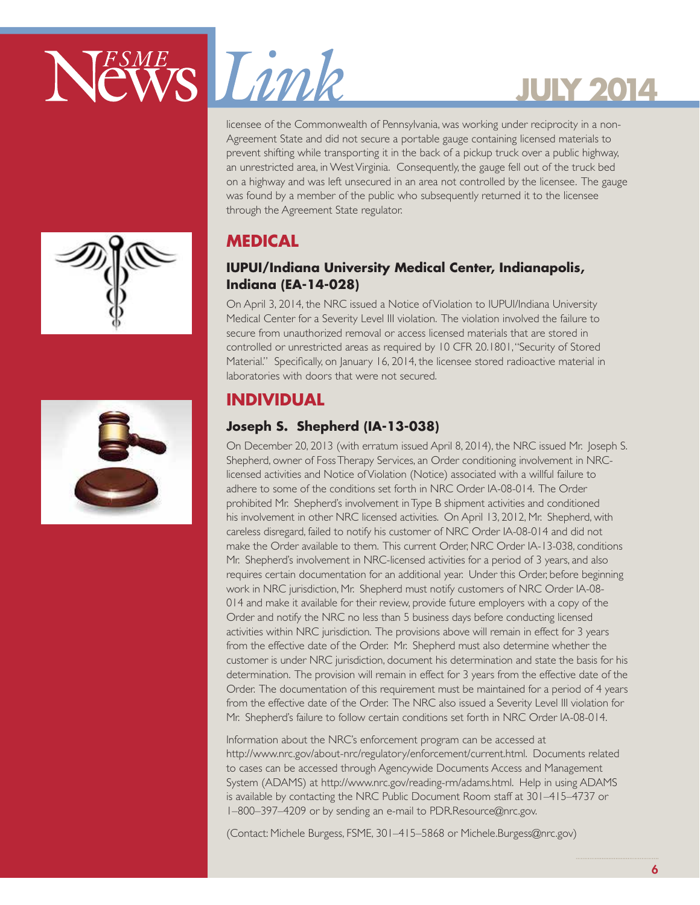licensee of the Commonwealth of Pennsylvania, was working under reciprocity in a non-Agreement State and did not secure a portable gauge containing licensed materials to prevent shifting while transporting it in the back of a pickup truck over a public highway, an unrestricted area, in West Virginia. Consequently, the gauge fell out of the truck bed on a highway and was left unsecured in an area not controlled by the licensee. The gauge was found by a member of the public who subsequently returned it to the licensee through the Agreement State regulator.

## MEDICAL

### IUPUI/Indiana University Medical Center, Indianapolis, Indiana (EA-14-028)

On April 3, 2014, the NRC issued a Notice of Violation to IUPUI/Indiana University Medical Center for a Severity Level III violation. The violation involved the failure to secure from unauthorized removal or access licensed materials that are stored in controlled or unrestricted areas as required by 10 CFR 20.1801, "Security of Stored Material." Specifically, on January 16, 2014, the licensee stored radioactive material in laboratories with doors that were not secured.

## INDIVIDUAL

### Joseph S. Shepherd (IA-13-038)

On December 20, 2013 (with erratum issued April 8, 2014), the NRC issued Mr. Joseph S. Shepherd, owner of Foss Therapy Services, an Order conditioning involvement in NRC-licensed activities and Notice of Violation (Notice) associated with a willful failure to adhere to some of the conditions set forth in NRC Order IA-08-014. The Order prohibited Mr. Shepherd's involvement in Type B shipment activities and conditioned his involvement in other NRC licensed activities. On April 13, 2012, Mr. Shepherd, with careless disregard, failed to notify his customer of NRC Order IA-08-014 and did not make the Order available to them. This current Order, NRC Order IA-13-038, conditions Mr. Shepherd's involvement in NRC-licensed activities for a period of 3 years, and also requires certain documentation for an additional year. Under this Order, before beginning work in NRC jurisdiction, Mr. Shepherd must notify customers of NRC Order IA-08-014 and make it available for their review, provide future employers with a copy of the Order and notify the NRC no less than 5 business days before conducting licensed activities within NRC jurisdiction. The provisions above will remain in effect for 3 years from the effective date of the Order. Mr. Shepherd must also determine whether the customer is under NRC jurisdiction, document his determination and state the basis for his determination. The provision will remain in effect for 3 years from the effective date of the Order. The documentation of this requirement must be maintained for a period of 4 years from the effective date of the Order. The NRC also issued a Severity Level III violation for Mr. Shepherd's failure to follow certain conditions set forth in NRC Order IA-08-014.

Information about the NRC's enforcement program can be accessed at http://www.nrc.gov/about-nrc/regulatory/enforcement/current.html. Documents related to cases can be accessed through Agencywide Documents Access and Management System (ADAMS) at http://www.nrc.gov/reading-rm/adams.html. Help in using ADAMS is available by contacting the NRC Public Document Room staff at 301–415–4737 or 1–800–397–4209 or by sending an e-mail to PDR.Resource@nrc.gov.

(Contact: Michele Burgess, FSME, 301–415–5868 or Michele.Burgess@nrc.gov)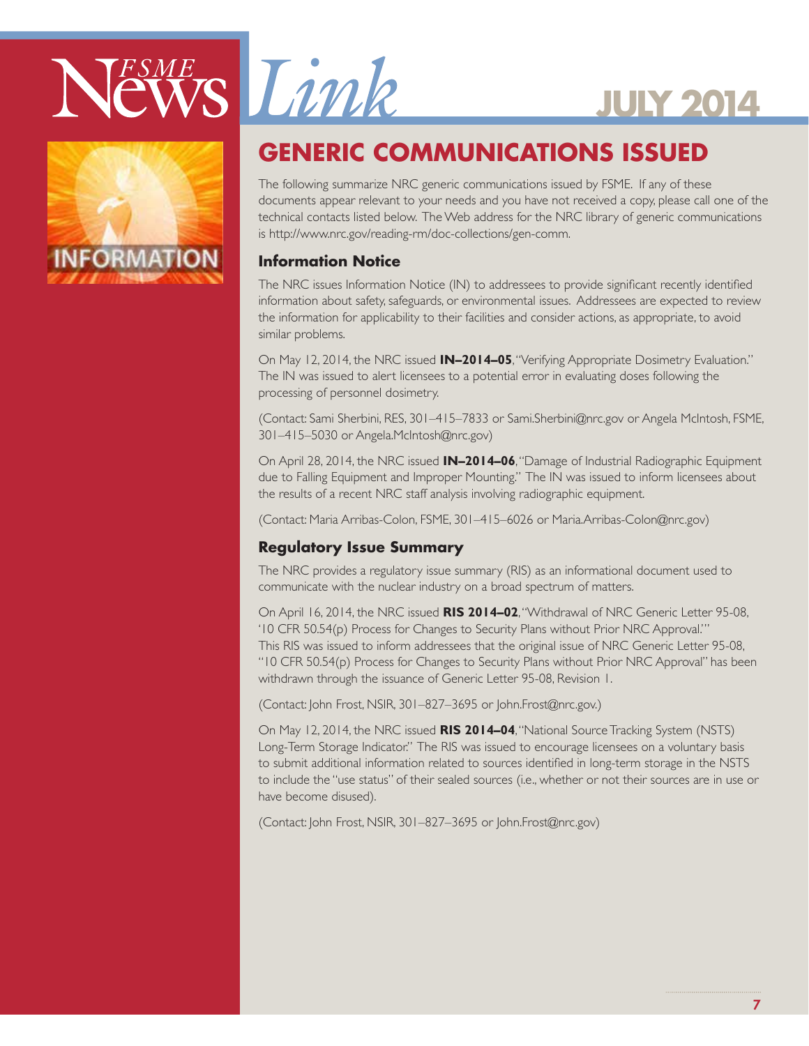## GENERIC COMMUNICATIONS ISSUED

The following summarize NRC generic communications issued by FSME. If any of these documents appear relevant to your needs and you have not received a copy, please call one of the technical contacts listed below. The Web address for the NRC library of generic communications is http://www.nrc.gov/reading-rm/doc-collections/gen-comm.

### Information Notice

The NRC issues Information Notice (IN) to addressees to provide significant recently identified information about safety, safeguards, or environmental issues. Addressees are expected to review the information for applicability to their facilities and consider actions, as appropriate, to avoid similar problems.

On May 12, 2014, the NRC issued **IN–2014–05**, "Verifying Appropriate Dosimetry Evaluation." The IN was issued to alert licensees to a potential error in evaluating doses following the processing of personnel dosimetry.

(Contact: Sami Sherbini, RES, 301–415–7833 or Sami.Sherbini@nrc.gov or Angela McIntosh, FSME, 301–415–5030 or Angela.McIntosh@nrc.gov)

On April 28, 2014, the NRC issued **IN–2014–06**, "Damage of Industrial Radiographic Equipment due to Falling Equipment and Improper Mounting." The IN was issued to inform licensees about the results of a recent NRC staff analysis involving radiographic equipment.

(Contact: Maria Arribas-Colon, FSME, 301–415–6026 or Maria.Arribas-Colon@nrc.gov)

### Regulatory Issue Summary

The NRC provides a regulatory issue summary (RIS) as an informational document used to communicate with the nuclear industry on a broad spectrum of matters.

On April 16, 2014, the NRC issued **RIS 2014–02**, "Withdrawal of NRC Generic Letter 95-08, '10 CFR 50.54(p) Process for Changes to Security Plans without Prior NRC Approval.'" This RIS was issued to inform addressees that the original issue of NRC Generic Letter 95-08, "10 CFR 50.54(p) Process for Changes to Security Plans without Prior NRC Approval" has been withdrawn through the issuance of Generic Letter 95-08, Revision 1.

(Contact: John Frost, NSIR, 301–827–3695 or John.Frost@nrc.gov.)

On May 12, 2014, the NRC issued **RIS 2014–04**, "National Source Tracking System (NSTS) Long-Term Storage Indicator." The RIS was issued to encourage licensees on a voluntary basis to submit additional information related to sources identified in long-term storage in the NSTS to include the "use status" of their sealed sources (i.e., whether or not their sources are in use or have become disused).

(Contact: John Frost, NSIR, 301–827–3695 or John.Frost@nrc.gov)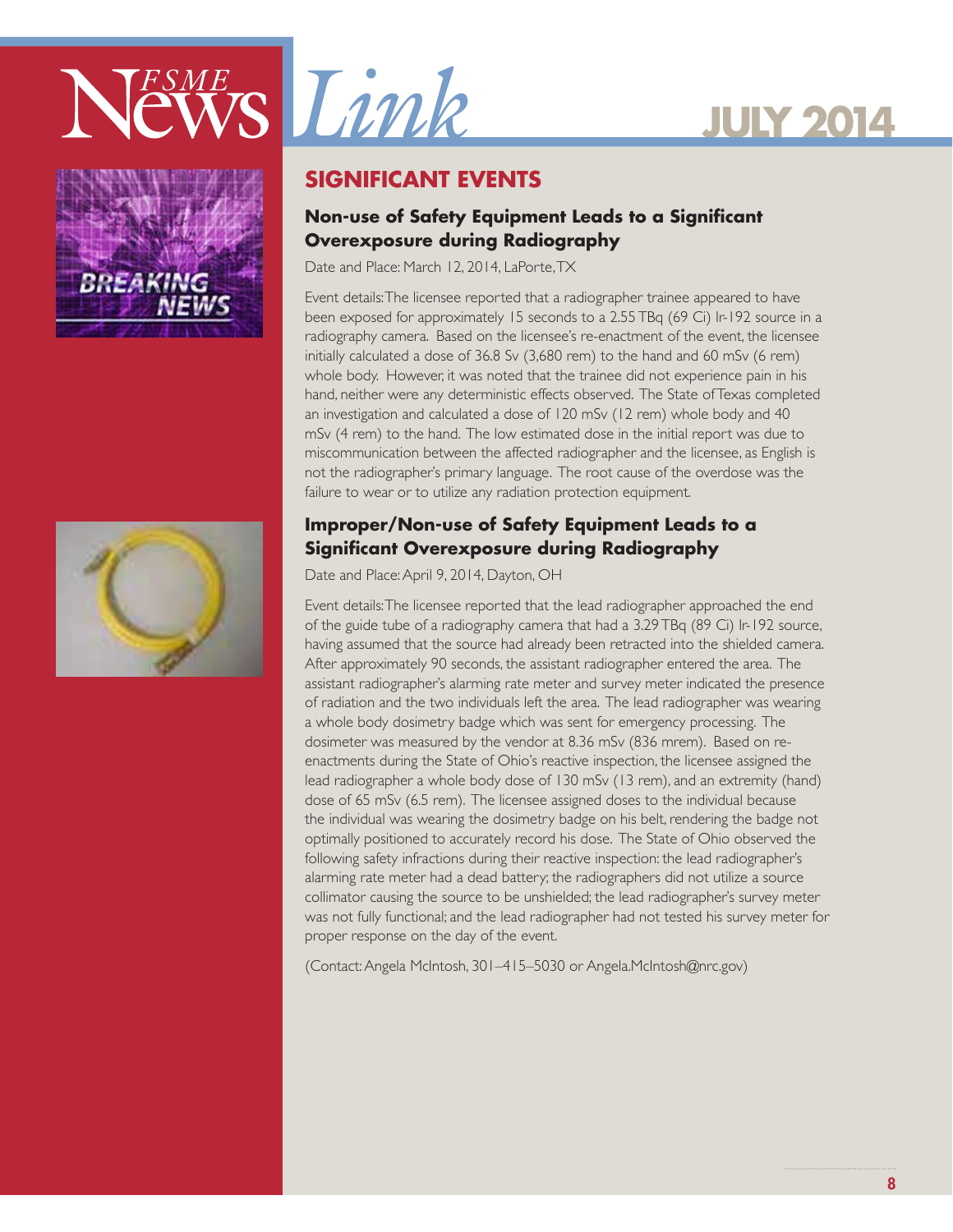## SIGNIFICANT EVENTS

### Non-use of Safety Equipment Leads to a Significant Overexposure during Radiography

Date and Place: March 12, 2014, LaPorte, TX

Event details: The licensee reported that a radiographer trainee appeared to have been exposed for approximately 15 seconds to a 2.55 TBq (69 Ci) Ir-192 source in a radiography camera. Based on the licensee's re-enactment of the event, the licensee initially calculated a dose of 36.8 Sv (3,680 rem) to the hand and 60 mSv (6 rem) whole body. However, it was noted that the trainee did not experience pain in his hand, neither were any deterministic effects observed. The State of Texas completed an investigation and calculated a dose of 120 mSv (12 rem) whole body and 40 mSv (4 rem) to the hand. The low estimated dose in the initial report was due to miscommunication between the affected radiographer and the licensee, as English is not the radiographer's primary language. The root cause of the overdose was the failure to wear or to utilize any radiation protection equipment.

### Improper/Non-use of Safety Equipment Leads to a Significant Overexposure during Radiography

Date and Place: April 9, 2014, Dayton, OH

Event details: The licensee reported that the lead radiographer approached the end of the guide tube of a radiography camera that had a 3.29 TBq (89 Ci) Ir-192 source, having assumed that the source had already been retracted into the shielded camera. After approximately 90 seconds, the assistant radiographer entered the area. The assistant radiographer's alarming rate meter and survey meter indicated the presence of radiation and the two individuals left the area. The lead radiographer was wearing a whole body dosimetry badge which was sent for emergency processing. The dosimeter was measured by the vendor at 8.36 mSv (836 mrem). Based on re-enactments during the State of Ohio's reactive inspection, the licensee assigned the lead radiographer a whole body dose of 130 mSv (13 rem), and an extremity (hand) dose of 65 mSv (6.5 rem). The licensee assigned doses to the individual because the individual was wearing the dosimetry badge on his belt, rendering the badge not optimally positioned to accurately record his dose. The State of Ohio observed the following safety infractions during their reactive inspection: the lead radiographer's alarming rate meter had a dead battery; the radiographers did not utilize a source collimator causing the source to be unshielded; the lead radiographer's survey meter was not fully functional; and the lead radiographer had not tested his survey meter for proper response on the day of the event.

(Contact: Angela McIntosh, 301–415–5030 or Angela.McIntosh@nrc.gov)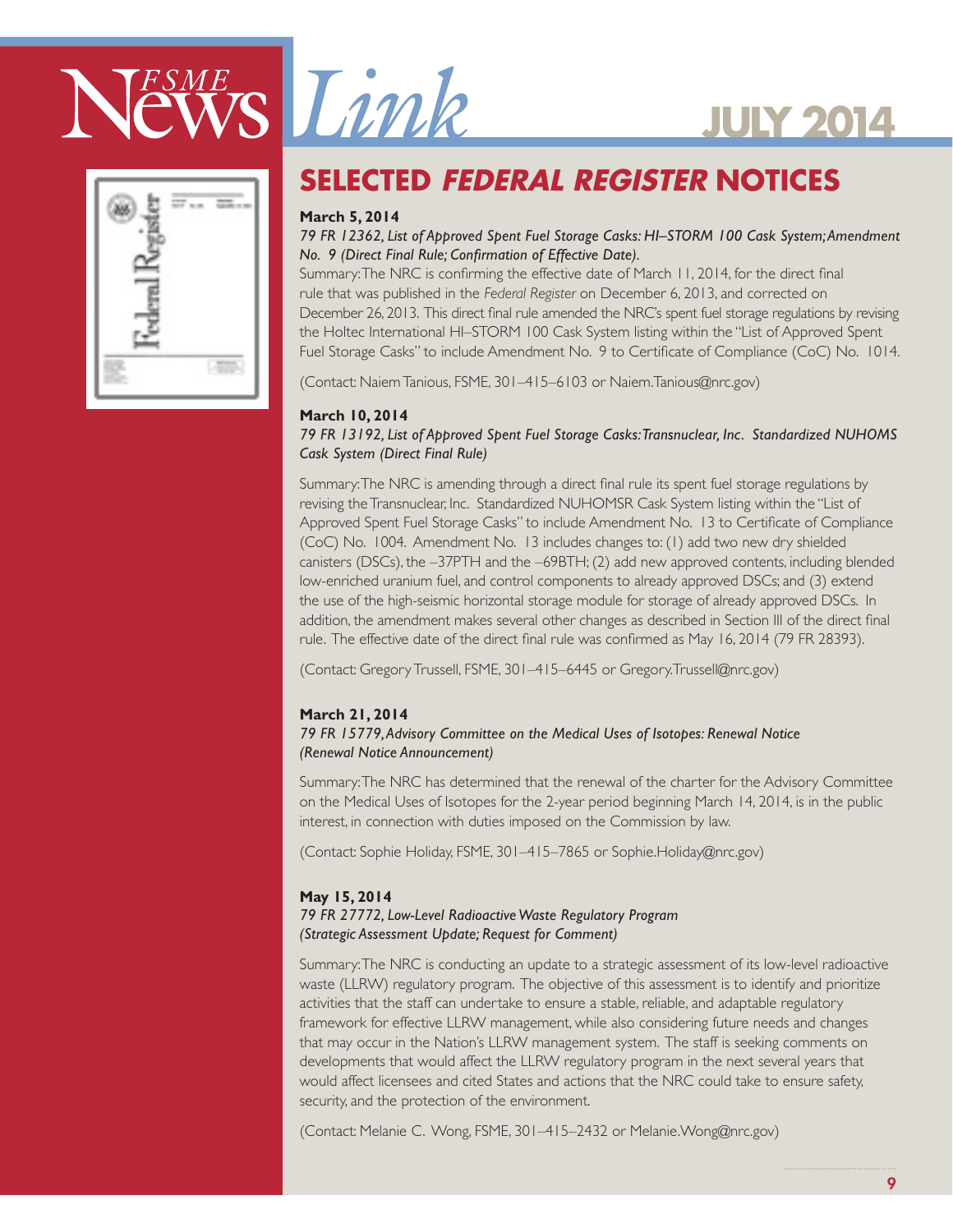# SELECTED *FEDERAL REGISTER* NOTICES

**March 5, 2014**

*79 FR 12362, List of Approved Spent Fuel Storage Casks: HI–STORM 100 Cask System; Amendment No. 9 (Direct Final Rule; Confirmation of Effective Date).*

Summary: The NRC is confirming the effective date of March 11, 2014, for the direct final rule that was published in the *Federal Register* on December 6, 2013, and corrected on December 26, 2013. This direct final rule amended the NRC's spent fuel storage regulations by revising the Holtec International HI–STORM 100 Cask System listing within the "List of Approved Spent Fuel Storage Casks" to include Amendment No. 9 to Certificate of Compliance (CoC) No. 1014.

(Contact: Naiem Tanious, FSME, 301–415–6103 or Naiem.Tanious@nrc.gov)

**March 10, 2014**

*79 FR 13192, List of Approved Spent Fuel Storage Casks: Transnuclear, Inc. Standardized NUHOMS Cask System (Direct Final Rule)*

Summary: The NRC is amending through a direct final rule its spent fuel storage regulations by revising the Transnuclear, Inc. Standardized NUHOMSR Cask System listing within the "List of Approved Spent Fuel Storage Casks" to include Amendment No. 13 to Certificate of Compliance (CoC) No. 1004. Amendment No. 13 includes changes to: (1) add two new dry shielded canisters (DSCs), the –37PTH and the –69BTH; (2) add new approved contents, including blended low-enriched uranium fuel, and control components to already approved DSCs; and (3) extend the use of the high-seismic horizontal storage module for storage of already approved DSCs. In addition, the amendment makes several other changes as described in Section III of the direct final rule. The effective date of the direct final rule was confirmed as May 16, 2014 (79 FR 28393).

(Contact: Gregory Trussell, FSME, 301–415–6445 or Gregory.Trussell@nrc.gov)

**March 21, 2014**

*79 FR 15779, Advisory Committee on the Medical Uses of Isotopes: Renewal Notice (Renewal Notice Announcement)*

Summary: The NRC has determined that the renewal of the charter for the Advisory Committee on the Medical Uses of Isotopes for the 2-year period beginning March 14, 2014, is in the public interest, in connection with duties imposed on the Commission by law.

(Contact: Sophie Holiday, FSME, 301–415–7865 or Sophie.Holiday@nrc.gov)

**May 15, 2014**

*79 FR 27772, Low-Level Radioactive Waste Regulatory Program (Strategic Assessment Update; Request for Comment)*

Summary: The NRC is conducting an update to a strategic assessment of its low-level radioactive waste (LLRW) regulatory program. The objective of this assessment is to identify and prioritize activities that the staff can undertake to ensure a stable, reliable, and adaptable regulatory framework for effective LLRW management, while also considering future needs and changes that may occur in the Nation's LLRW management system. The staff is seeking comments on developments that would affect the LLRW regulatory program in the next several years that would affect licensees and cited States and actions that the NRC could take to ensure safety, security, and the protection of the environment.

(Contact: Melanie C. Wong, FSME, 301–415–2432 or Melanie.Wong@nrc.gov)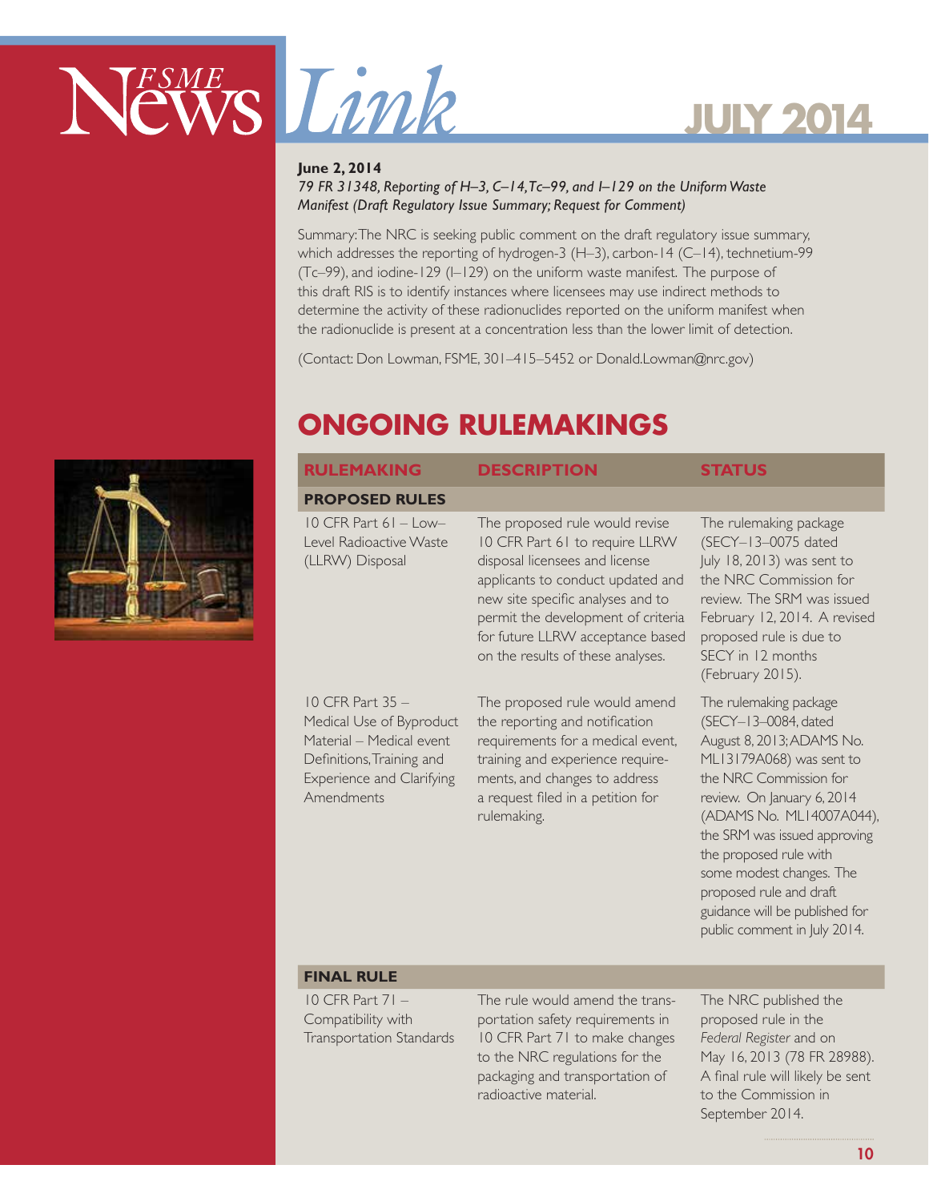**June 2, 2014**
*79 FR 31348, Reporting of H–3, C–14, Tc–99, and I–129 on the Uniform Waste Manifest (Draft Regulatory Issue Summary; Request for Comment)*

Summary: The NRC is seeking public comment on the draft regulatory issue summary, which addresses the reporting of hydrogen-3 (H–3), carbon-14 (C–14), technetium-99 (Tc–99), and iodine-129 (I–129) on the uniform waste manifest. The purpose of this draft RIS is to identify instances where licensees may use indirect methods to determine the activity of these radionuclides reported on the uniform manifest when the radionuclide is present at a concentration less than the lower limit of detection.

(Contact: Don Lowman, FSME, 301–415–5452 or Donald.Lowman@nrc.gov)

## ONGOING RULEMAKINGS

| RULEMAKING | DESCRIPTION | STATUS |
|---|---|---|
| **PROPOSED RULES** | | |
| 10 CFR Part 61 – Low–Level Radioactive Waste (LLRW) Disposal | The proposed rule would revise 10 CFR Part 61 to require LLRW disposal licensees and license applicants to conduct updated and new site specific analyses and to permit the development of criteria for future LLRW acceptance based on the results of these analyses. | The rulemaking package (SECY–13–0075 dated July 18, 2013) was sent to the NRC Commission for review. The SRM was issued February 12, 2014. A revised proposed rule is due to SECY in 12 months (February 2015). |
| 10 CFR Part 35 – Medical Use of Byproduct Material – Medical event Definitions, Training and Experience and Clarifying Amendments | The proposed rule would amend the reporting and notification requirements for a medical event, training and experience requirements, and changes to address a request filed in a petition for rulemaking. | The rulemaking package (SECY–13–0084, dated August 8, 2013; ADAMS No. ML13179A068) was sent to the NRC Commission for review. On January 6, 2014 (ADAMS No. ML14007A044), the SRM was issued approving the proposed rule with some modest changes. The proposed rule and draft guidance will be published for public comment in July 2014. |
| **FINAL RULE** | | |
| 10 CFR Part 71 – Compatibility with Transportation Standards | The rule would amend the transportation safety requirements in 10 CFR Part 71 to make changes to the NRC regulations for the packaging and transportation of radioactive material. | The NRC published the proposed rule in the *Federal Register* and on May 16, 2013 (78 FR 28988). A final rule will likely be sent to the Commission in September 2014. |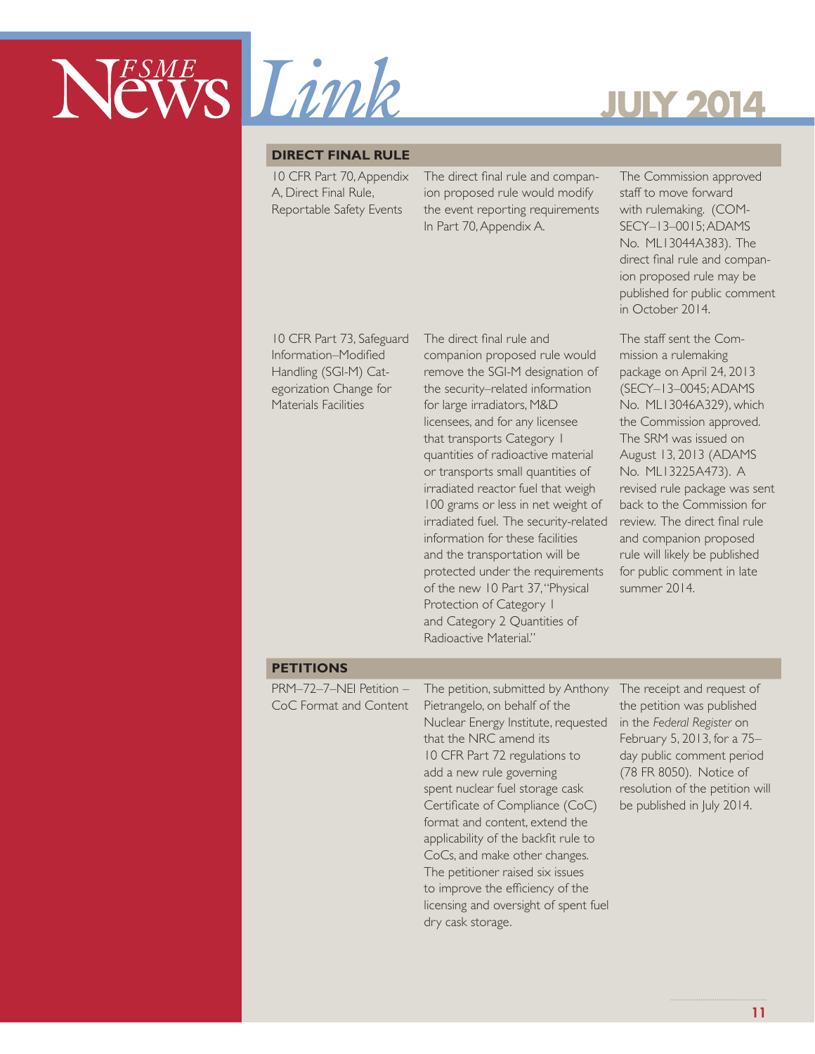## DIRECT FINAL RULE

| | | |
|---|---|---|
| 10 CFR Part 70, Appendix A, Direct Final Rule, Reportable Safety Events | The direct final rule and companion proposed rule would modify the event reporting requirements In Part 70, Appendix A. | The Commission approved staff to move forward with rulemaking. (COM-SECY–13–0015; ADAMS No. ML13044A383). The direct final rule and companion proposed rule may be published for public comment in October 2014. |
| 10 CFR Part 73, Safeguard Information–Modified Handling (SGI-M) Categorization Change for Materials Facilities | The direct final rule and companion proposed rule would remove the SGI-M designation of the security–related information for large irradiators, M&D licensees, and for any licensee that transports Category 1 quantities of radioactive material or transports small quantities of irradiated reactor fuel that weigh 100 grams or less in net weight of irradiated fuel. The security-related information for these facilities and the transportation will be protected under the requirements of the new 10 Part 37, "Physical Protection of Category 1 and Category 2 Quantities of Radioactive Material." | The staff sent the Commission a rulemaking package on April 24, 2013 (SECY–13–0045; ADAMS No. ML13046A329), which the Commission approved. The SRM was issued on August 13, 2013 (ADAMS No. ML13225A473). A revised rule package was sent back to the Commission for review. The direct final rule and companion proposed rule will likely be published for public comment in late summer 2014. |

## PETITIONS

| | | |
|---|---|---|
| PRM–72–7–NEI Petition – CoC Format and Content | The petition, submitted by Anthony Pietrangelo, on behalf of the Nuclear Energy Institute, requested that the NRC amend its 10 CFR Part 72 regulations to add a new rule governing spent nuclear fuel storage cask Certificate of Compliance (CoC) format and content, extend the applicability of the backfit rule to CoCs, and make other changes. The petitioner raised six issues to improve the efficiency of the licensing and oversight of spent fuel dry cask storage. | The receipt and request of the petition was published in the *Federal Register* on February 5, 2013, for a 75–day public comment period (78 FR 8050). Notice of resolution of the petition will be published in July 2014. |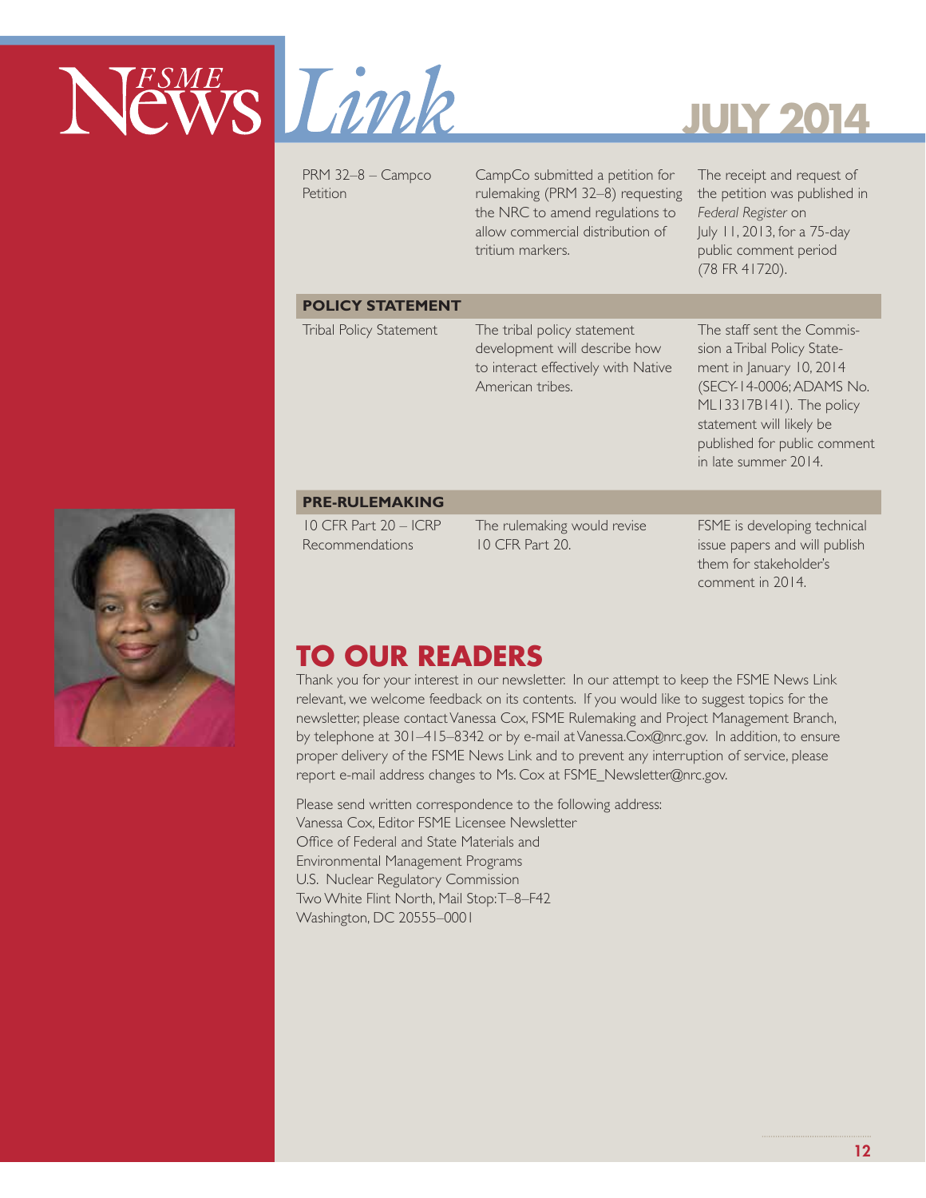| | | |
|---|---|---|
| PRM 32–8 – Campco Petition | CampCo submitted a petition for rulemaking (PRM 32–8) requesting the NRC to amend regulations to allow commercial distribution of tritium markers. | The receipt and request of the petition was published in *Federal Register* on July 11, 2013, for a 75-day public comment period (78 FR 41720). |
| **POLICY STATEMENT** | | |
| Tribal Policy Statement | The tribal policy statement development will describe how to interact effectively with Native American tribes. | The staff sent the Commission a Tribal Policy Statement in January 10, 2014 (SECY-14-0006; ADAMS No. ML13317B141). The policy statement will likely be published for public comment in late summer 2014. |
| **PRE-RULEMAKING** | | |
| 10 CFR Part 20 – ICRP Recommendations | The rulemaking would revise 10 CFR Part 20. | FSME is developing technical issue papers and will publish them for stakeholder's comment in 2014. |

## TO OUR READERS

Thank you for your interest in our newsletter. In our attempt to keep the FSME News Link relevant, we welcome feedback on its contents. If you would like to suggest topics for the newsletter, please contact Vanessa Cox, FSME Rulemaking and Project Management Branch, by telephone at 301–415–8342 or by e-mail at Vanessa.Cox@nrc.gov. In addition, to ensure proper delivery of the FSME News Link and to prevent any interruption of service, please report e-mail address changes to Ms. Cox at FSME_Newsletter@nrc.gov.

Please send written correspondence to the following address:
Vanessa Cox, Editor FSME Licensee Newsletter
Office of Federal and State Materials and
Environmental Management Programs
U.S. Nuclear Regulatory Commission
Two White Flint North, Mail Stop: T–8–F42
Washington, DC 20555–0001